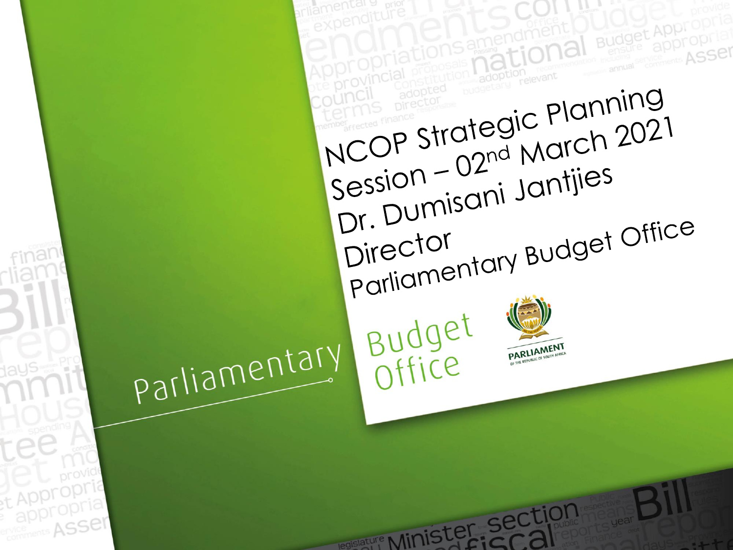# NCOP Strategic Planning Session – 02nd March 2021

Dr. Dumisani Jantjies

Director

Parliamentary Budget Office

Parliamentary Budget Office

PARLIAMENT OF THE REPUBLIC OF SOUTH AFRICA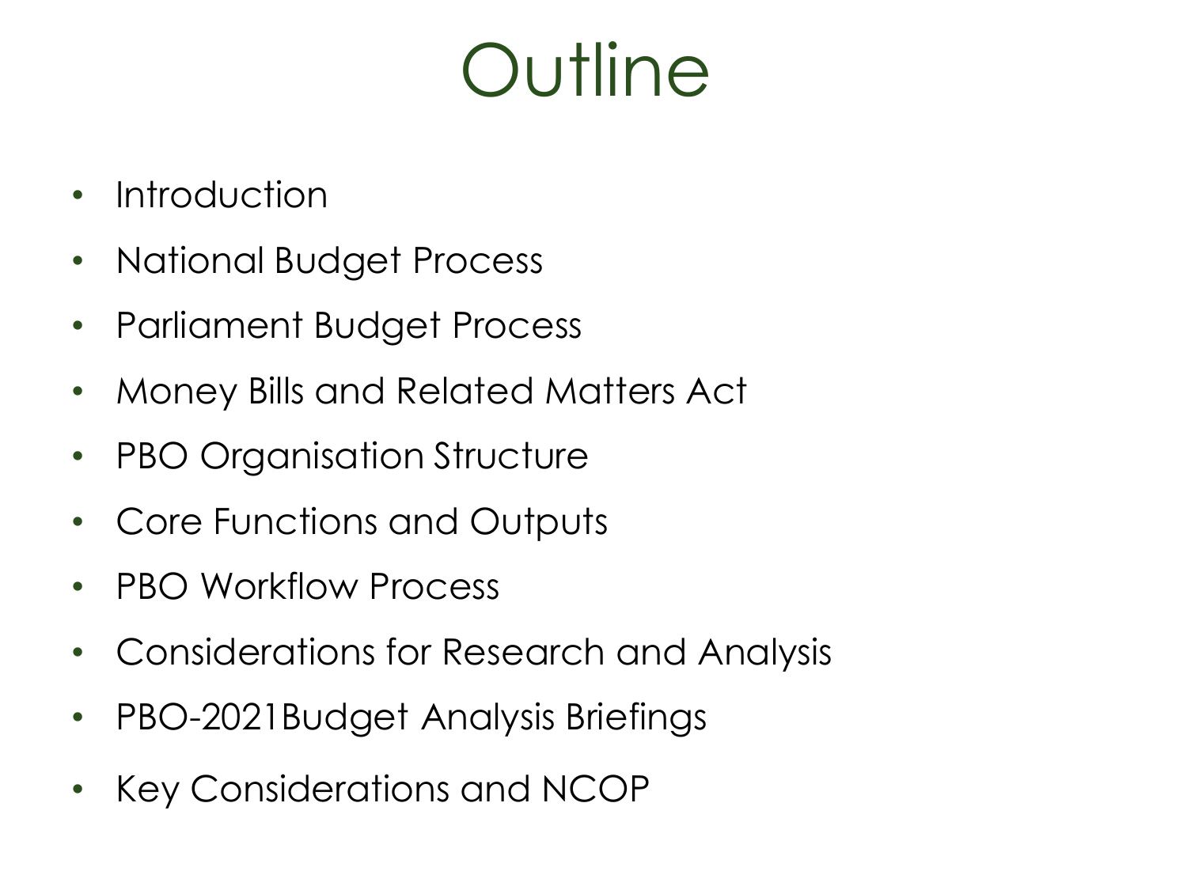# Outline

- Introduction
- National Budget Process
- Parliament Budget Process
- Money Bills and Related Matters Act
- PBO Organisation Structure
- Core Functions and Outputs
- PBO Workflow Process
- Considerations for Research and Analysis
- PBO-2021Budget Analysis Briefings
- Key Considerations and NCOP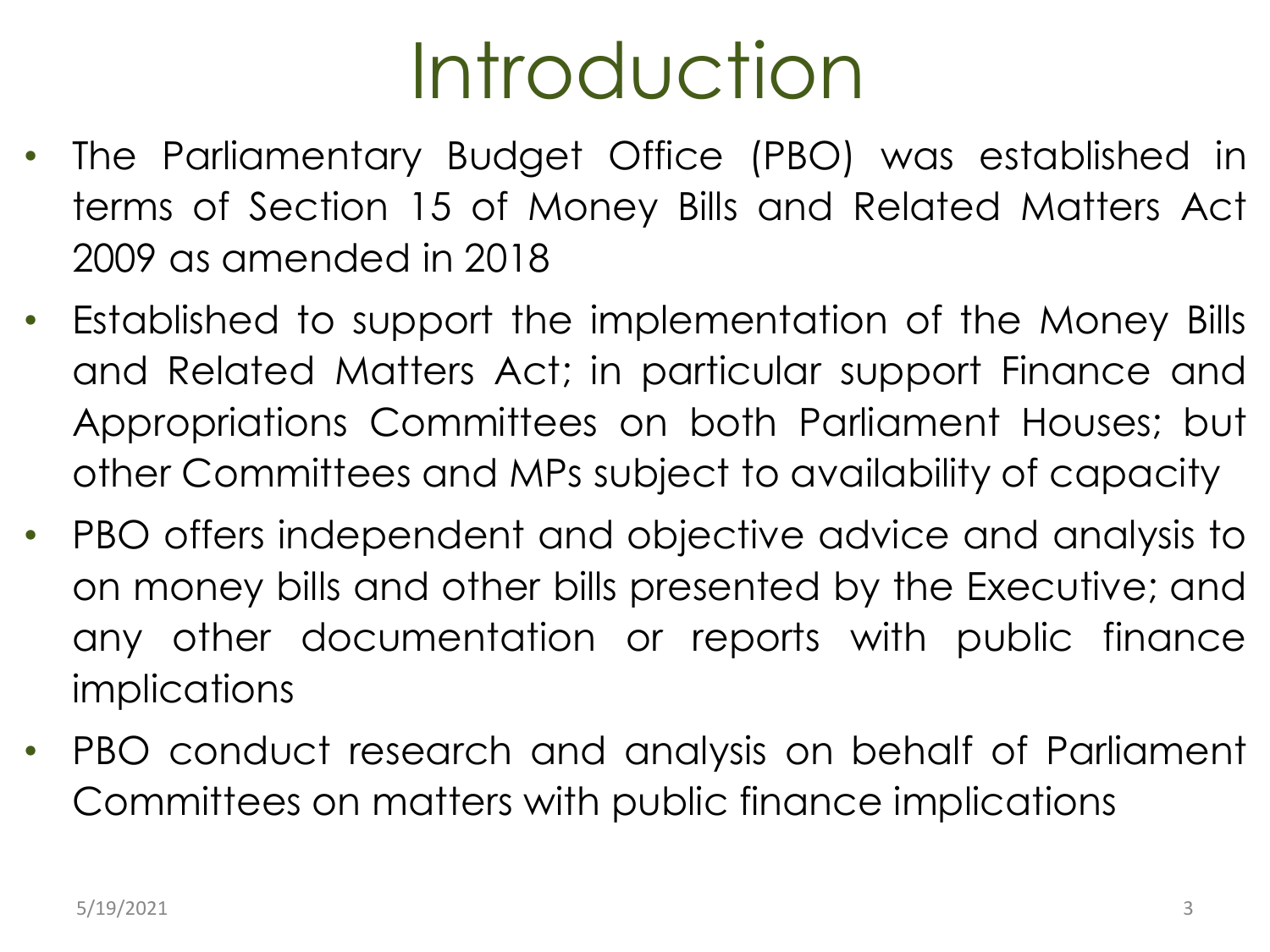# Introduction

- The Parliamentary Budget Office (PBO) was established in terms of Section 15 of Money Bills and Related Matters Act 2009 as amended in 2018
- Established to support the implementation of the Money Bills and Related Matters Act; in particular support Finance and Appropriations Committees on both Parliament Houses; but other Committees and MPs subject to availability of capacity
- PBO offers independent and objective advice and analysis to on money bills and other bills presented by the Executive; and any other documentation or reports with public finance implications
- PBO conduct research and analysis on behalf of Parliament Committees on matters with public finance implications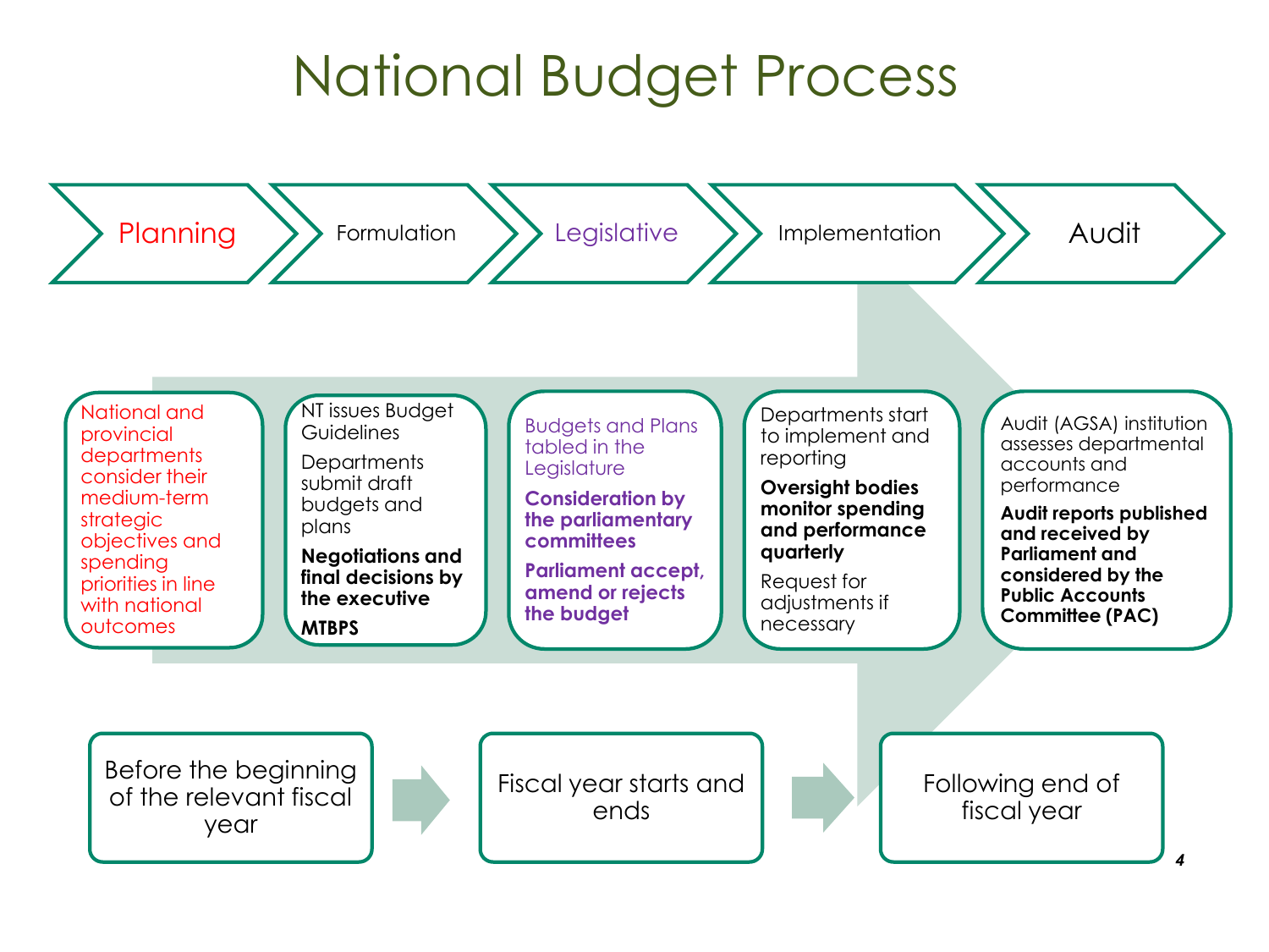# National Budget Process

| Planning | Formulation | Legislative | Implementation | Audit |
|---|---|---|---|---|
| National and provincial departments consider their medium-term strategic objectives and spending priorities in line with national outcomes | NT issues Budget Guidelines<br><br>Departments submit draft budgets and plans<br><br>**Negotiations and final decisions by the executive**<br><br>**MTBPS** | Budgets and Plans tabled in the Legislature<br><br>**Consideration by the parliamentary committees**<br><br>**Parliament accept, amend or rejects the budget** | Departments start to implement and reporting<br><br>**Oversight bodies monitor spending and performance quarterly**<br><br>Request for adjustments if necessary | Audit (AGSA) institution assesses departmental accounts and performance<br><br>**Audit reports published and received by Parliament and considered by the Public Accounts Committee (PAC)** |

Before the beginning of the relevant fiscal year → Fiscal year starts and ends → Following end of fiscal year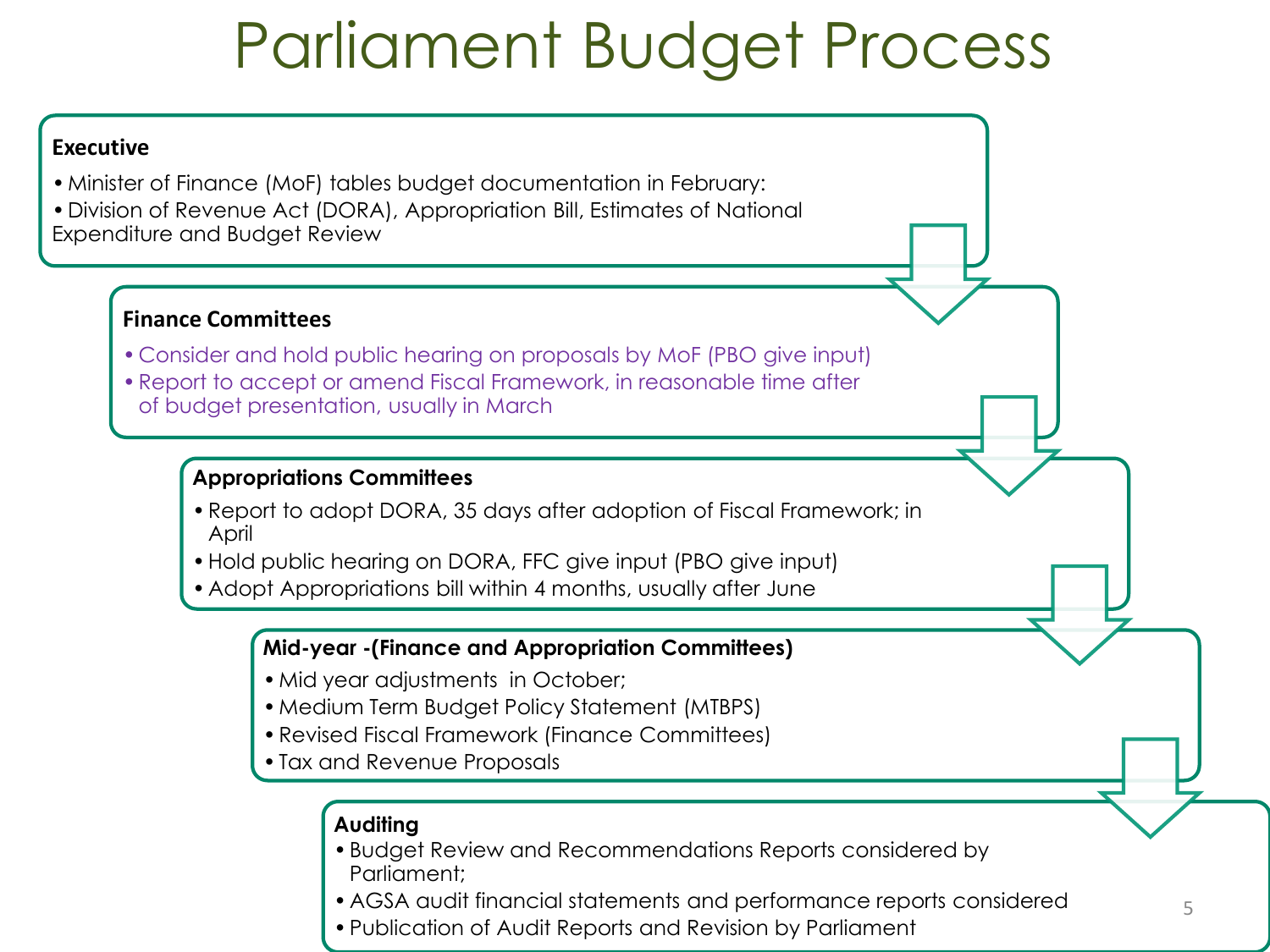# Parliament Budget Process

### Executive

- Minister of Finance (MoF) tables budget documentation in February:
- Division of Revenue Act (DORA), Appropriation Bill, Estimates of National Expenditure and Budget Review

### Finance Committees

- Consider and hold public hearing on proposals by MoF (PBO give input)
- Report to accept or amend Fiscal Framework, in reasonable time after of budget presentation, usually in March

### Appropriations Committees

- Report to adopt DORA, 35 days after adoption of Fiscal Framework; in April
- Hold public hearing on DORA, FFC give input (PBO give input)
- Adopt Appropriations bill within 4 months, usually after June

### Mid-year -(Finance and Appropriation Committees)

- Mid year adjustments in October;
- Medium Term Budget Policy Statement (MTBPS)
- Revised Fiscal Framework (Finance Committees)
- Tax and Revenue Proposals

### Auditing

- Budget Review and Recommendations Reports considered by Parliament;
- AGSA audit financial statements and performance reports considered
- Publication of Audit Reports and Revision by Parliament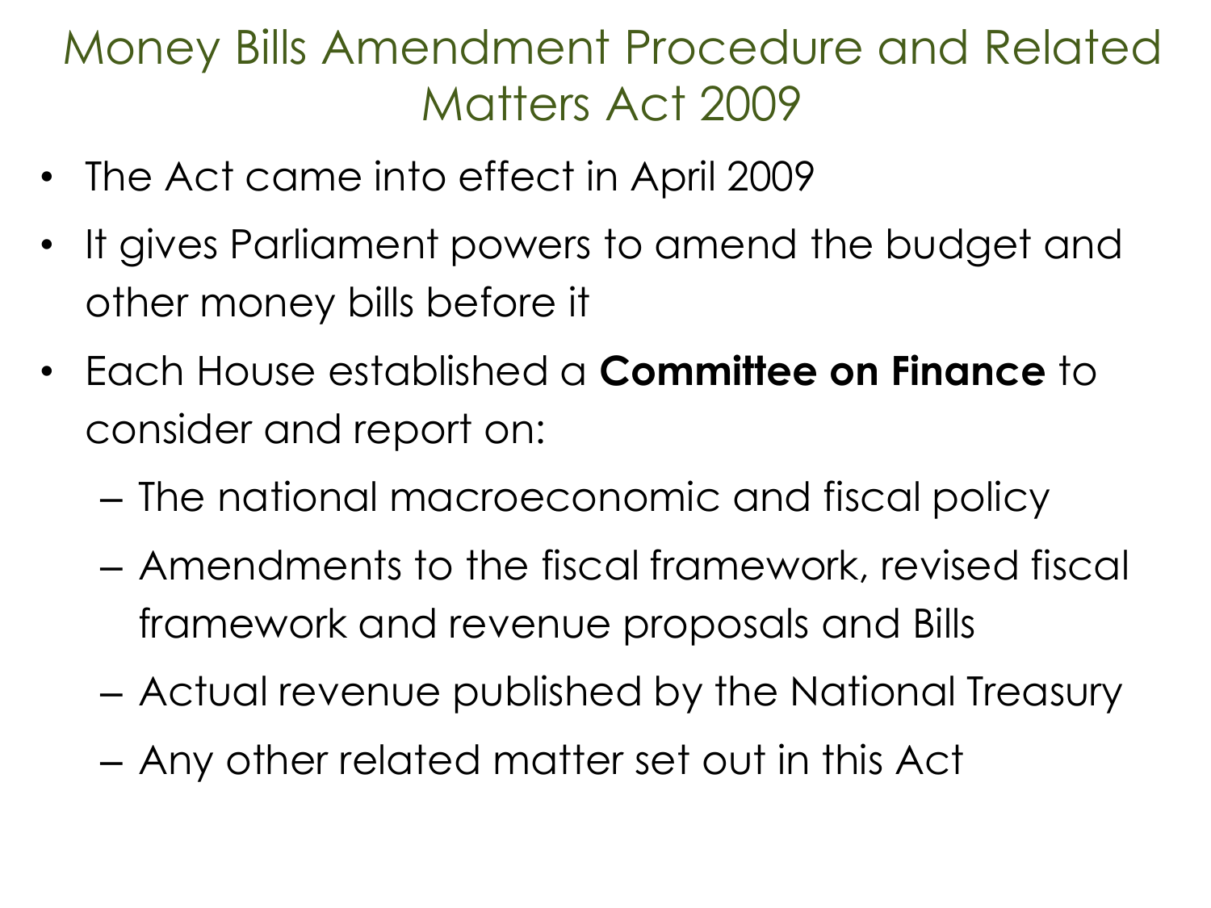# Money Bills Amendment Procedure and Related Matters Act 2009

- The Act came into effect in April 2009
- It gives Parliament powers to amend the budget and other money bills before it
- Each House established a **Committee on Finance** to consider and report on:
  - The national macroeconomic and fiscal policy
  - Amendments to the fiscal framework, revised fiscal framework and revenue proposals and Bills
  - Actual revenue published by the National Treasury
  - Any other related matter set out in this Act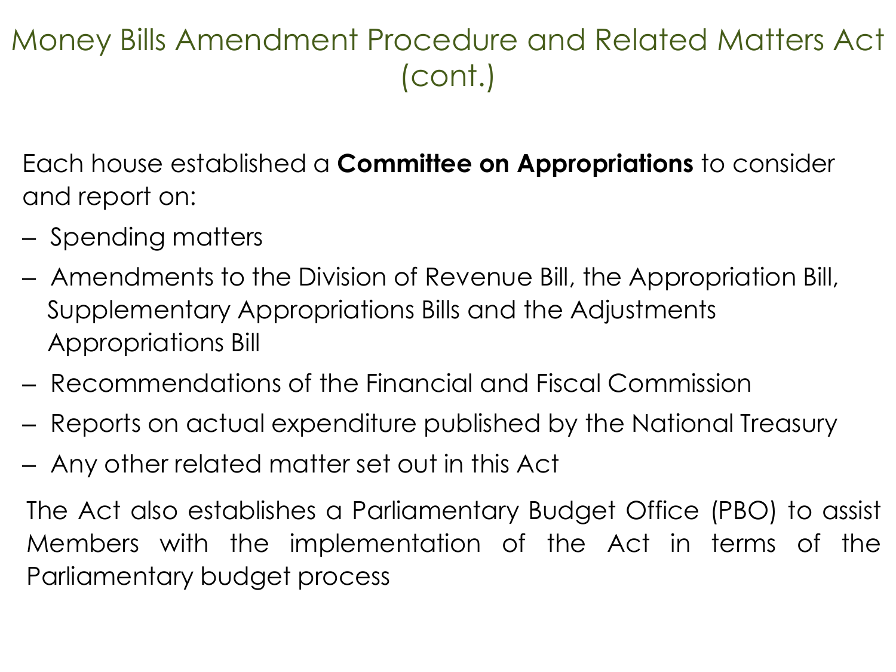# Money Bills Amendment Procedure and Related Matters Act (cont.)

Each house established a **Committee on Appropriations** to consider and report on:

- Spending matters
- Amendments to the Division of Revenue Bill, the Appropriation Bill, Supplementary Appropriations Bills and the Adjustments Appropriations Bill
- Recommendations of the Financial and Fiscal Commission
- Reports on actual expenditure published by the National Treasury
- Any other related matter set out in this Act

The Act also establishes a Parliamentary Budget Office (PBO) to assist Members with the implementation of the Act in terms of the Parliamentary budget process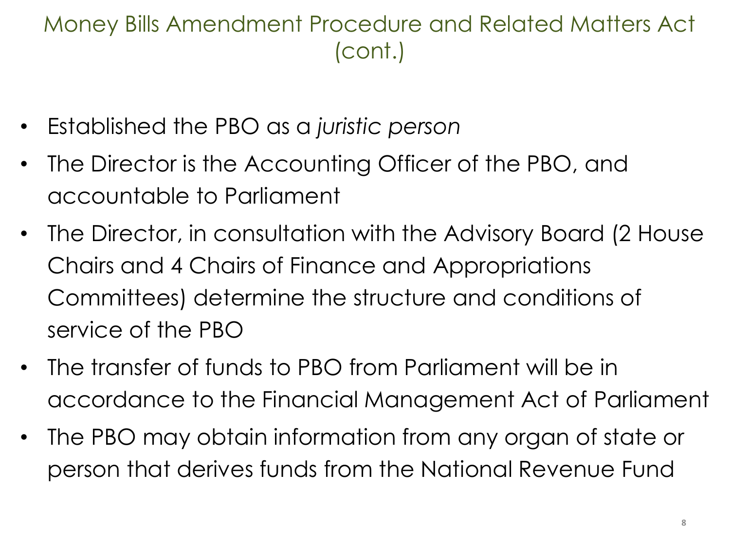# Money Bills Amendment Procedure and Related Matters Act (cont.)

- Established the PBO as a *juristic person*
- The Director is the Accounting Officer of the PBO, and accountable to Parliament
- The Director, in consultation with the Advisory Board (2 House Chairs and 4 Chairs of Finance and Appropriations Committees) determine the structure and conditions of service of the PBO
- The transfer of funds to PBO from Parliament will be in accordance to the Financial Management Act of Parliament
- The PBO may obtain information from any organ of state or person that derives funds from the National Revenue Fund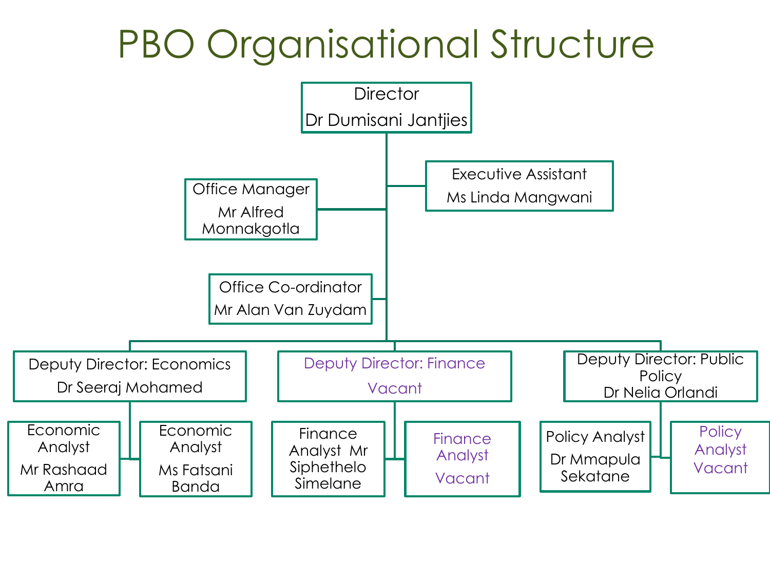# PBO Organisational Structure

- **Director** – Dr Dumisani Jantjies
  - **Executive Assistant** – Ms Linda Mangwani
  - **Office Manager** – Mr Alfred Monnakgotla
  - **Office Co-ordinator** – Mr Alan Van Zuydam
  - **Deputy Director: Economics** – Dr Seeraj Mohamed
    - Economic Analyst – Mr Rashaad Amra
    - Economic Analyst – Ms Fatsani Banda
  - **Deputy Director: Finance** – Vacant
    - Finance Analyst – Mr Siphethelo Simelane
    - Finance Analyst – Vacant
  - **Deputy Director: Public Policy** – Dr Nelia Orlandi
    - Policy Analyst – Dr Mmapula Sekatane
    - Policy Analyst – Vacant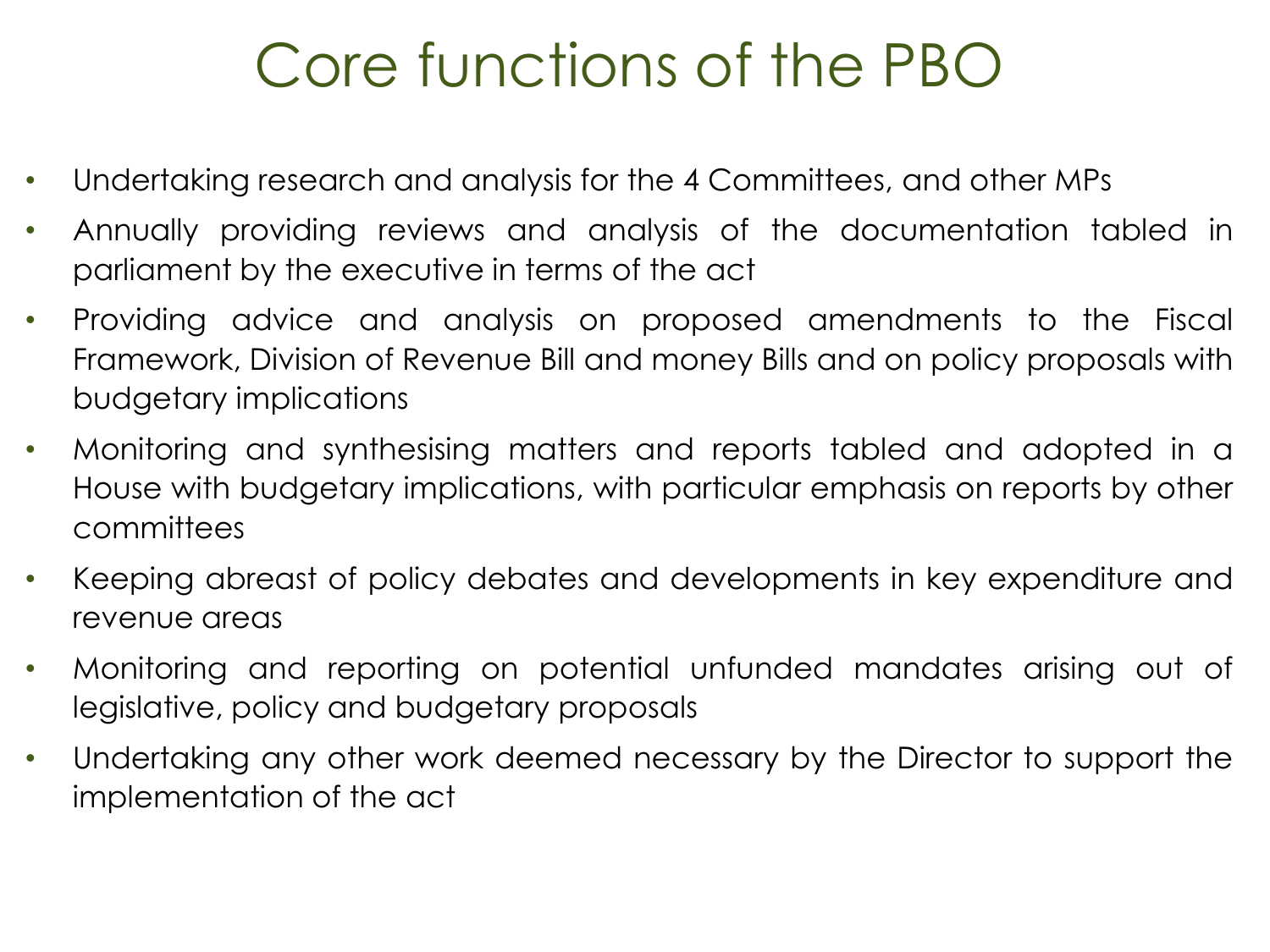# Core functions of the PBO

- Undertaking research and analysis for the 4 Committees, and other MPs
- Annually providing reviews and analysis of the documentation tabled in parliament by the executive in terms of the act
- Providing advice and analysis on proposed amendments to the Fiscal Framework, Division of Revenue Bill and money Bills and on policy proposals with budgetary implications
- Monitoring and synthesising matters and reports tabled and adopted in a House with budgetary implications, with particular emphasis on reports by other committees
- Keeping abreast of policy debates and developments in key expenditure and revenue areas
- Monitoring and reporting on potential unfunded mandates arising out of legislative, policy and budgetary proposals
- Undertaking any other work deemed necessary by the Director to support the implementation of the act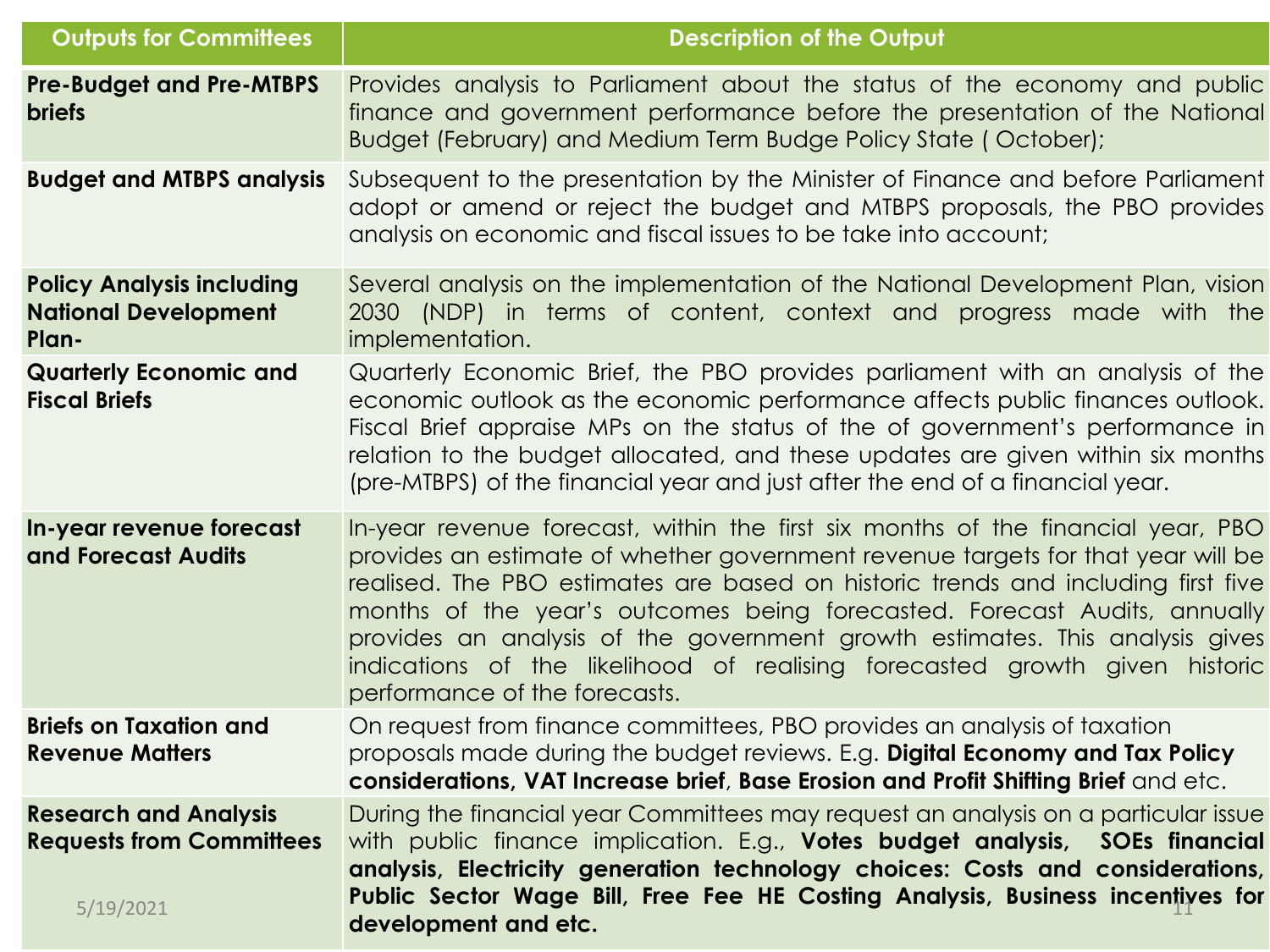| Outputs for Committees | Description of the Output |
|---|---|
| **Pre-Budget and Pre-MTBPS briefs** | Provides analysis to Parliament about the status of the economy and public finance and government performance before the presentation of the National Budget (February) and Medium Term Budge Policy State ( October); |
| **Budget and MTBPS analysis** | Subsequent to the presentation by the Minister of Finance and before Parliament adopt or amend or reject the budget and MTBPS proposals, the PBO provides analysis on economic and fiscal issues to be take into account; |
| **Policy Analysis including National Development Plan-** | Several analysis on the implementation of the National Development Plan, vision 2030 (NDP) in terms of content, context and progress made with the implementation. |
| **Quarterly Economic and Fiscal Briefs** | Quarterly Economic Brief, the PBO provides parliament with an analysis of the economic outlook as the economic performance affects public finances outlook. Fiscal Brief appraise MPs on the status of the of government's performance in relation to the budget allocated, and these updates are given within six months (pre-MTBPS) of the financial year and just after the end of a financial year. |
| **In-year revenue forecast and Forecast Audits** | In-year revenue forecast, within the first six months of the financial year, PBO provides an estimate of whether government revenue targets for that year will be realised. The PBO estimates are based on historic trends and including first five months of the year's outcomes being forecasted. Forecast Audits, annually provides an analysis of the government growth estimates. This analysis gives indications of the likelihood of realising forecasted growth given historic performance of the forecasts. |
| **Briefs on Taxation and Revenue Matters** | On request from finance committees, PBO provides an analysis of taxation proposals made during the budget reviews. E.g. **Digital Economy and Tax Policy considerations, VAT Increase brief**, **Base Erosion and Profit Shifting Brief** and etc. |
| **Research and Analysis Requests from Committees** | During the financial year Committees may request an analysis on a particular issue with public finance implication. E.g., **Votes budget analysis, SOEs financial analysis, Electricity generation technology choices: Costs and considerations, Public Sector Wage Bill, Free Fee HE Costing Analysis, Business incentives for development and etc.** |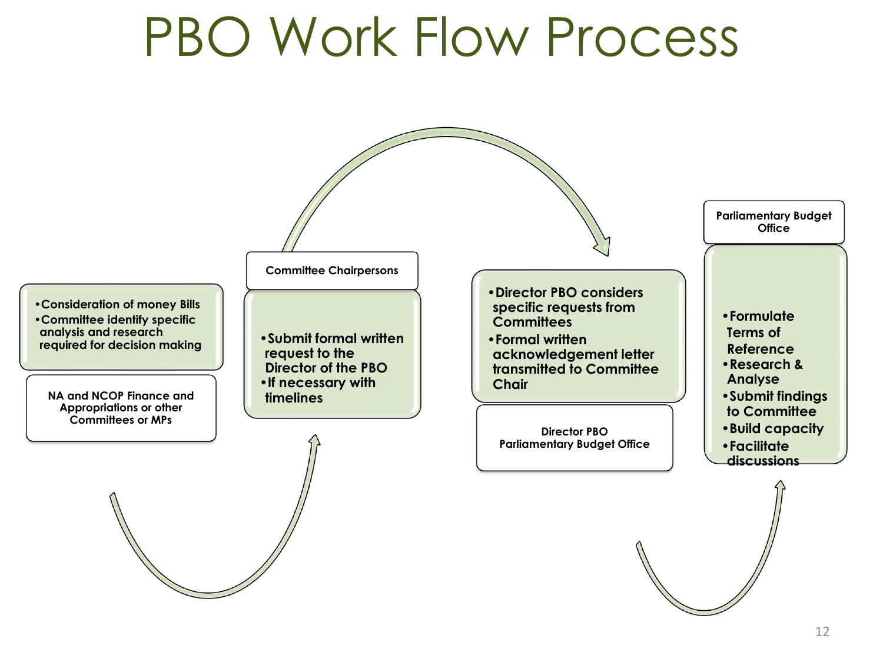# PBO Work Flow Process

**NA and NCOP Finance and Appropriations or other Committees or MPs**

- **Consideration of money Bills**
- **Committee identify specific analysis and research required for decision making**

**Committee Chairpersons**

- **Submit formal written request to the Director of the PBO**
- **If necessary with timelines**

**Director PBO Parliamentary Budget Office**

- **Director PBO considers specific requests from Committees**
- **Formal written acknowledgement letter transmitted to Committee Chair**

**Parliamentary Budget Office**

- **Formulate Terms of Reference**
- **Research & Analyse**
- **Submit findings to Committee**
- **Build capacity**
- **Facilitate discussions**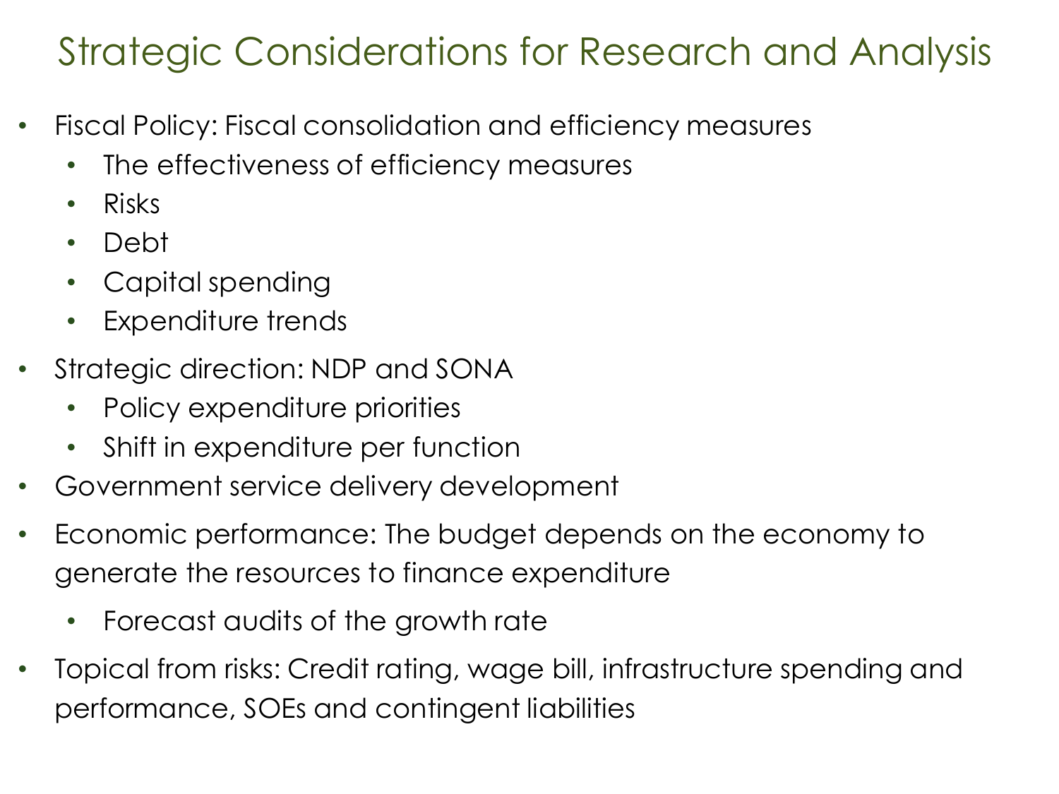# Strategic Considerations for Research and Analysis

- Fiscal Policy: Fiscal consolidation and efficiency measures
  - The effectiveness of efficiency measures
  - Risks
  - Debt
  - Capital spending
  - Expenditure trends
- Strategic direction: NDP and SONA
  - Policy expenditure priorities
  - Shift in expenditure per function
- Government service delivery development
- Economic performance: The budget depends on the economy to generate the resources to finance expenditure
  - Forecast audits of the growth rate
- Topical from risks: Credit rating, wage bill, infrastructure spending and performance, SOEs and contingent liabilities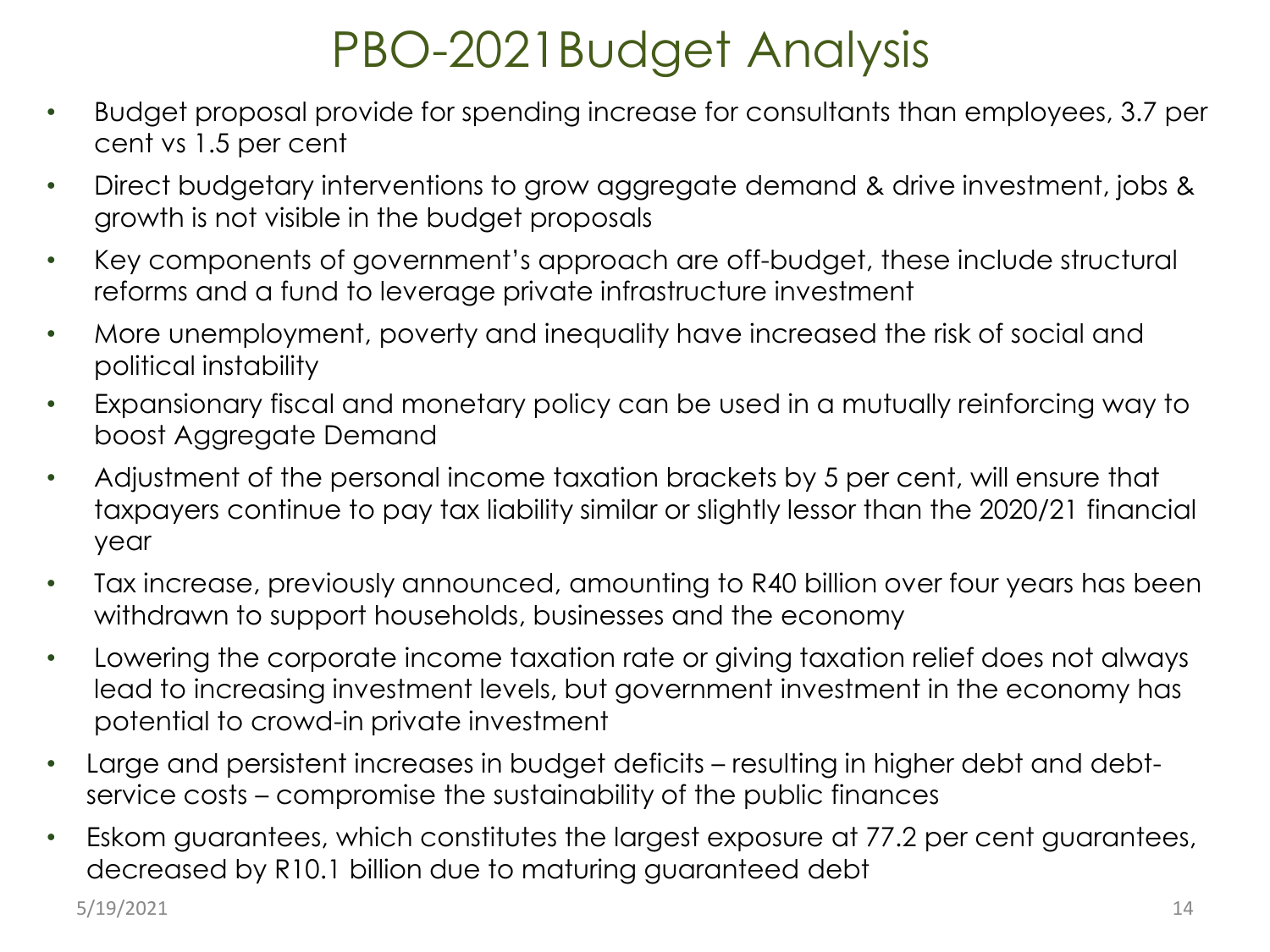# PBO-2021Budget Analysis

- Budget proposal provide for spending increase for consultants than employees, 3.7 per cent vs 1.5 per cent
- Direct budgetary interventions to grow aggregate demand & drive investment, jobs & growth is not visible in the budget proposals
- Key components of government's approach are off-budget, these include structural reforms and a fund to leverage private infrastructure investment
- More unemployment, poverty and inequality have increased the risk of social and political instability
- Expansionary fiscal and monetary policy can be used in a mutually reinforcing way to boost Aggregate Demand
- Adjustment of the personal income taxation brackets by 5 per cent, will ensure that taxpayers continue to pay tax liability similar or slightly lessor than the 2020/21 financial year
- Tax increase, previously announced, amounting to R40 billion over four years has been withdrawn to support households, businesses and the economy
- Lowering the corporate income taxation rate or giving taxation relief does not always lead to increasing investment levels, but government investment in the economy has potential to crowd-in private investment
- Large and persistent increases in budget deficits – resulting in higher debt and debt-service costs – compromise the sustainability of the public finances
- Eskom guarantees, which constitutes the largest exposure at 77.2 per cent guarantees, decreased by R10.1 billion due to maturing guaranteed debt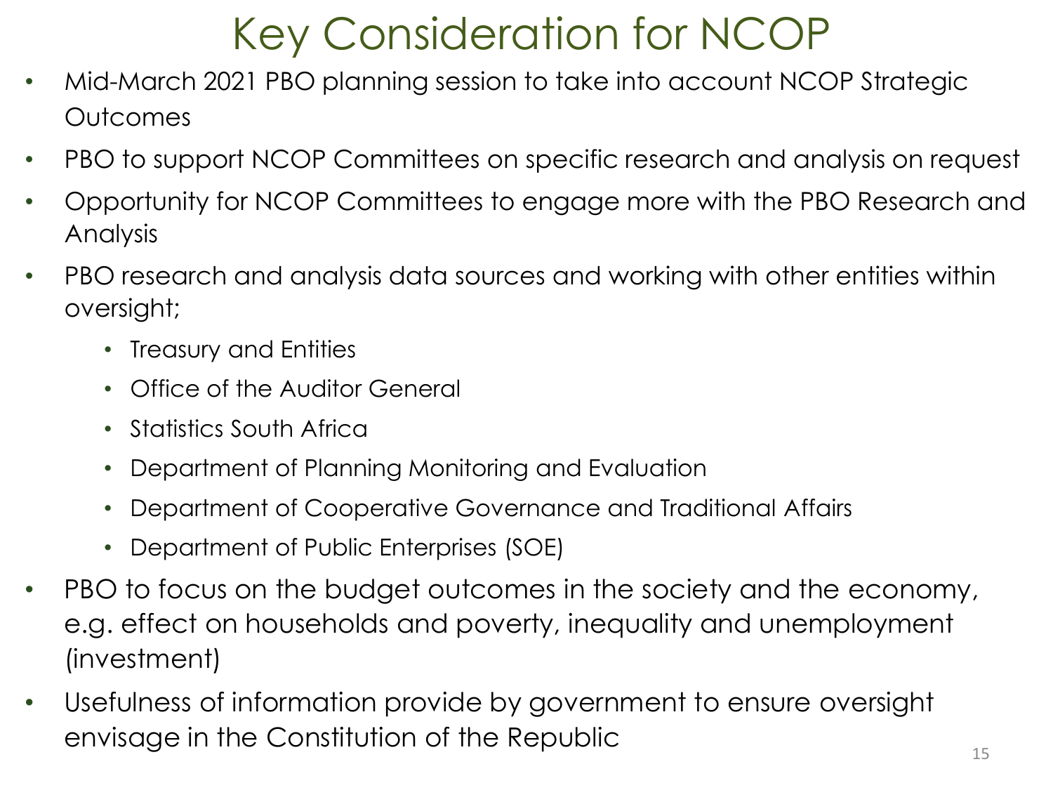# Key Consideration for NCOP

- Mid-March 2021 PBO planning session to take into account NCOP Strategic Outcomes
- PBO to support NCOP Committees on specific research and analysis on request
- Opportunity for NCOP Committees to engage more with the PBO Research and Analysis
- PBO research and analysis data sources and working with other entities within oversight;
  - Treasury and Entities
  - Office of the Auditor General
  - Statistics South Africa
  - Department of Planning Monitoring and Evaluation
  - Department of Cooperative Governance and Traditional Affairs
  - Department of Public Enterprises (SOE)
- PBO to focus on the budget outcomes in the society and the economy, e.g. effect on households and poverty, inequality and unemployment (investment)
- Usefulness of information provide by government to ensure oversight envisage in the Constitution of the Republic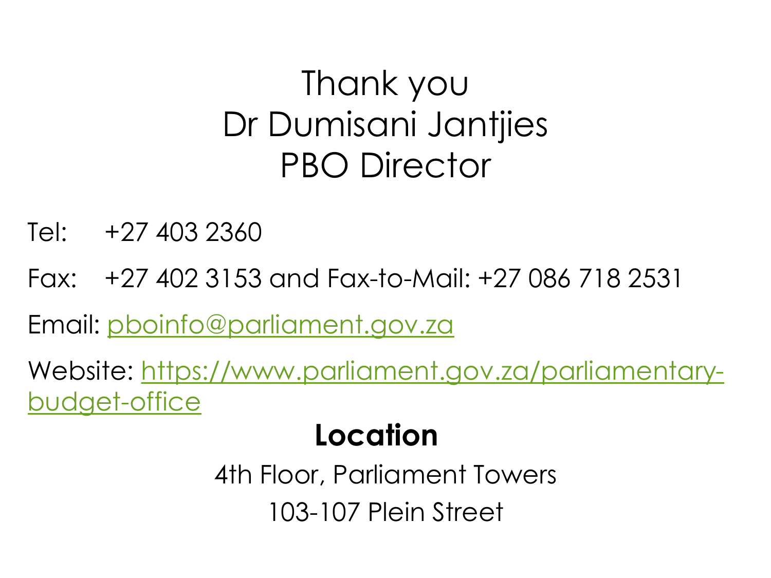# Thank you
# Dr Dumisani Jantjies
# PBO Director

Tel: +27 403 2360

Fax: +27 402 3153 and Fax-to-Mail: +27 086 718 2531

Email: pboinfo@parliament.gov.za

Website: https://www.parliament.gov.za/parliamentary-budget-office

## Location

4th Floor, Parliament Towers

103-107 Plein Street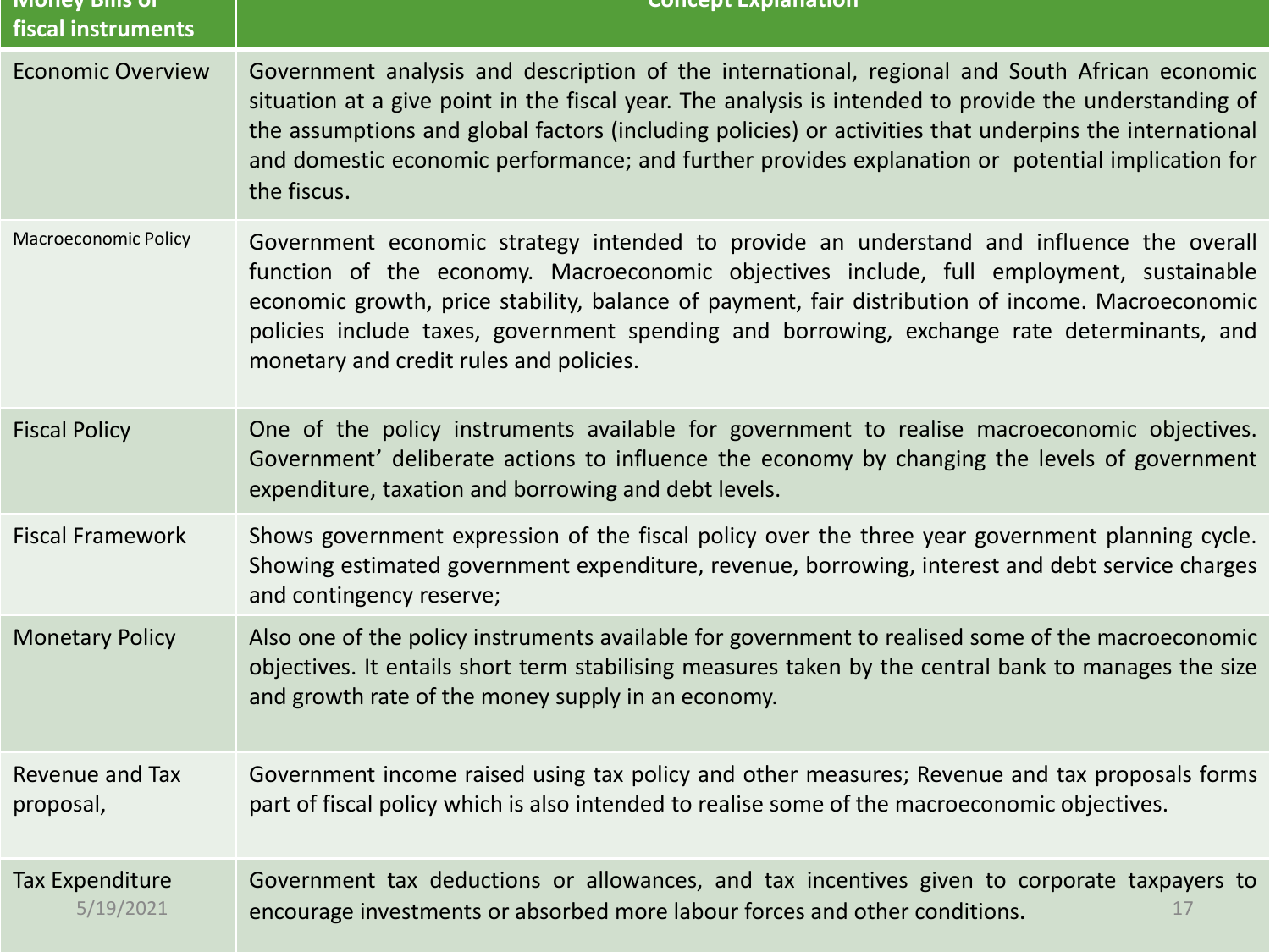| Money Bills or fiscal instruments | Concept Explanation |
| --- | --- |
| Economic Overview | Government analysis and description of the international, regional and South African economic situation at a give point in the fiscal year. The analysis is intended to provide the understanding of the assumptions and global factors (including policies) or activities that underpins the international and domestic economic performance; and further provides explanation or potential implication for the fiscus. |
| Macroeconomic Policy | Government economic strategy intended to provide an understand and influence the overall function of the economy. Macroeconomic objectives include, full employment, sustainable economic growth, price stability, balance of payment, fair distribution of income. Macroeconomic policies include taxes, government spending and borrowing, exchange rate determinants, and monetary and credit rules and policies. |
| Fiscal Policy | One of the policy instruments available for government to realise macroeconomic objectives. Government' deliberate actions to influence the economy by changing the levels of government expenditure, taxation and borrowing and debt levels. |
| Fiscal Framework | Shows government expression of the fiscal policy over the three year government planning cycle. Showing estimated government expenditure, revenue, borrowing, interest and debt service charges and contingency reserve; |
| Monetary Policy | Also one of the policy instruments available for government to realised some of the macroeconomic objectives. It entails short term stabilising measures taken by the central bank to manages the size and growth rate of the money supply in an economy. |
| Revenue and Tax proposal, | Government income raised using tax policy and other measures; Revenue and tax proposals forms part of fiscal policy which is also intended to realise some of the macroeconomic objectives. |
| Tax Expenditure | Government tax deductions or allowances, and tax incentives given to corporate taxpayers to encourage investments or absorbed more labour forces and other conditions. |